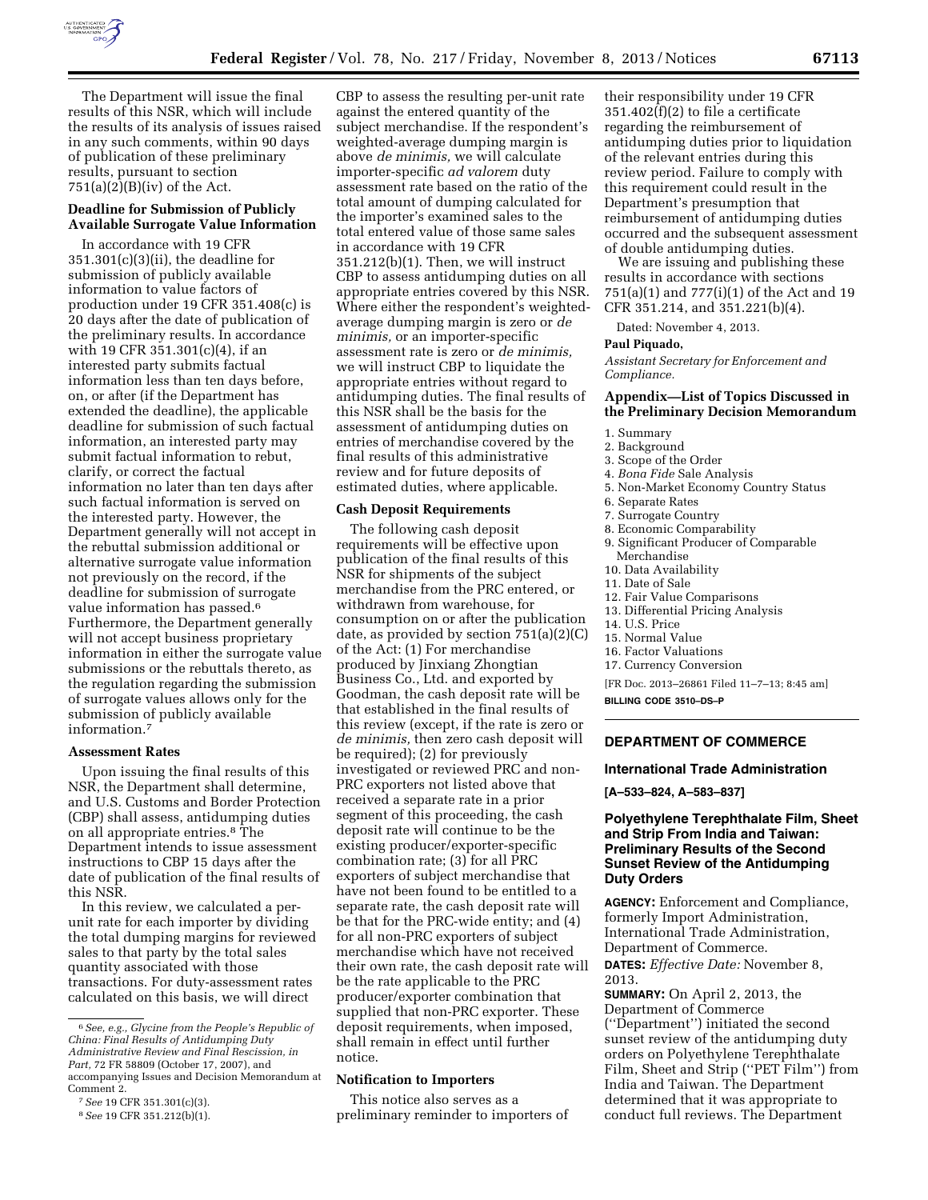The Department will issue the final results of this NSR, which will include the results of its analysis of issues raised in any such comments, within 90 days of publication of these preliminary results, pursuant to section 751(a)(2)(B)(iv) of the Act.

### Deadline for Submission of Publicly Available Surrogate Value Information

In accordance with 19 CFR 351.301(c)(3)(ii), the deadline for submission of publicly available information to value factors of production under 19 CFR 351.408(c) is 20 days after the date of publication of the preliminary results. In accordance with 19 CFR 351.301(c)(4), if an interested party submits factual information less than ten days before, on, or after (if the Department has extended the deadline), the applicable deadline for submission of such factual information, an interested party may submit factual information to rebut, clarify, or correct the factual information no later than ten days after such factual information is served on the interested party. However, the Department generally will not accept in the rebuttal submission additional or alternative surrogate value information not previously on the record, if the deadline for submission of surrogate value information has passed.[6] Furthermore, the Department generally will not accept business proprietary information in either the surrogate value submissions or the rebuttals thereto, as the regulation regarding the submission of surrogate values allows only for the submission of publicly available information.[7]

### Assessment Rates

Upon issuing the final results of this NSR, the Department shall determine, and U.S. Customs and Border Protection (CBP) shall assess, antidumping duties on all appropriate entries.[8] The Department intends to issue assessment instructions to CBP 15 days after the date of publication of the final results of this NSR.

In this review, we calculated a per-unit rate for each importer by dividing the total dumping margins for reviewed sales to that party by the total sales quantity associated with those transactions. For duty-assessment rates calculated on this basis, we will direct CBP to assess the resulting per-unit rate against the entered quantity of the subject merchandise. If the respondent's weighted-average dumping margin is above *de minimis,* we will calculate importer-specific *ad valorem* duty assessment rate based on the ratio of the total amount of dumping calculated for the importer's examined sales to the total entered value of those same sales in accordance with 19 CFR 351.212(b)(1). Then, we will instruct CBP to assess antidumping duties on all appropriate entries covered by this NSR. Where either the respondent's weighted-average dumping margin is zero or *de minimis,* or an importer-specific assessment rate is zero or *de minimis,* we will instruct CBP to liquidate the appropriate entries without regard to antidumping duties. The final results of this NSR shall be the basis for the assessment of antidumping duties on entries of merchandise covered by the final results of this administrative review and for future deposits of estimated duties, where applicable.

### Cash Deposit Requirements

The following cash deposit requirements will be effective upon publication of the final results of this NSR for shipments of the subject merchandise from the PRC entered, or withdrawn from warehouse, for consumption on or after the publication date, as provided by section 751(a)(2)(C) of the Act: (1) For merchandise produced by Jinxiang Zhongtian Business Co., Ltd. and exported by Goodman, the cash deposit rate will be that established in the final results of this review (except, if the rate is zero or *de minimis,* then zero cash deposit will be required); (2) for previously investigated or reviewed PRC and non-PRC exporters not listed above that received a separate rate in a prior segment of this proceeding, the cash deposit rate will continue to be the existing producer/exporter-specific combination rate; (3) for all PRC exporters of subject merchandise that have not been found to be entitled to a separate rate, the cash deposit rate will be that for the PRC-wide entity; and (4) for all non-PRC exporters of subject merchandise which have not received their own rate, the cash deposit rate will be the rate applicable to the PRC producer/exporter combination that supplied that non-PRC exporter. These deposit requirements, when imposed, shall remain in effect until further notice.

### Notification to Importers

This notice also serves as a preliminary reminder to importers of their responsibility under 19 CFR 351.402(f)(2) to file a certificate regarding the reimbursement of antidumping duties prior to liquidation of the relevant entries during this review period. Failure to comply with this requirement could result in the Department's presumption that reimbursement of antidumping duties occurred and the subsequent assessment of double antidumping duties.

We are issuing and publishing these results in accordance with sections 751(a)(1) and 777(i)(1) of the Act and 19 CFR 351.214, and 351.221(b)(4).

Dated: November 4, 2013.

**Paul Piquado,**

*Assistant Secretary for Enforcement and Compliance.*

### Appendix—List of Topics Discussed in the Preliminary Decision Memorandum

1. Summary
2. Background
3. Scope of the Order
4. *Bona Fide* Sale Analysis
5. Non-Market Economy Country Status
6. Separate Rates
7. Surrogate Country
8. Economic Comparability
9. Significant Producer of Comparable Merchandise
10. Data Availability
11. Date of Sale
12. Fair Value Comparisons
13. Differential Pricing Analysis
14. U.S. Price
15. Normal Value
16. Factor Valuations
17. Currency Conversion

[FR Doc. 2013–26861 Filed 11–7–13; 8:45 am]

**BILLING CODE 3510–DS–P**

---

[6] *See, e.g., Glycine from the People's Republic of China: Final Results of Antidumping Duty Administrative Review and Final Rescission, in Part,* 72 FR 58809 (October 17, 2007), and accompanying Issues and Decision Memorandum at Comment 2.

[7] *See* 19 CFR 351.301(c)(3).

[8] *See* 19 CFR 351.212(b)(1).

---

## DEPARTMENT OF COMMERCE

### International Trade Administration

**[A–533–824, A–583–837]**

### Polyethylene Terephthalate Film, Sheet and Strip From India and Taiwan: Preliminary Results of the Second Sunset Review of the Antidumping Duty Orders

**AGENCY:** Enforcement and Compliance, formerly Import Administration, International Trade Administration, Department of Commerce.

**DATES:** *Effective Date:* November 8, 2013.

**SUMMARY:** On April 2, 2013, the Department of Commerce (''Department'') initiated the second sunset review of the antidumping duty orders on Polyethylene Terephthalate Film, Sheet and Strip (''PET Film'') from India and Taiwan. The Department determined that it was appropriate to conduct full reviews. The Department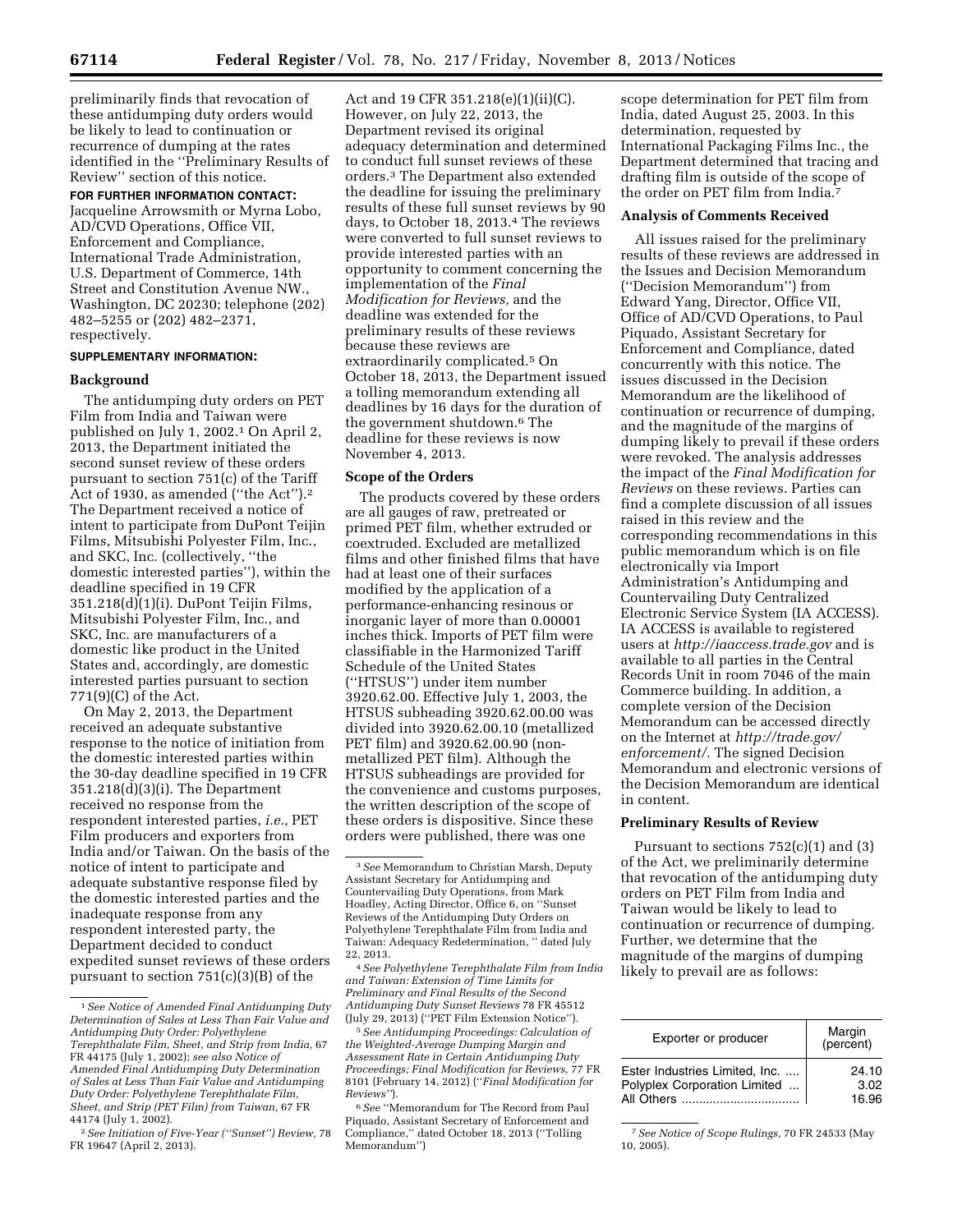preliminarily finds that revocation of these antidumping duty orders would be likely to lead to continuation or recurrence of dumping at the rates identified in the ''Preliminary Results of Review'' section of this notice.

**FOR FURTHER INFORMATION CONTACT:** Jacqueline Arrowsmith or Myrna Lobo, AD/CVD Operations, Office VII, Enforcement and Compliance, International Trade Administration, U.S. Department of Commerce, 14th Street and Constitution Avenue NW., Washington, DC 20230; telephone (202) 482–5255 or (202) 482–2371, respectively.

**SUPPLEMENTARY INFORMATION:**

## Background

The antidumping duty orders on PET Film from India and Taiwan were published on July 1, 2002.[1] On April 2, 2013, the Department initiated the second sunset review of these orders pursuant to section 751(c) of the Tariff Act of 1930, as amended (''the Act'').[2] The Department received a notice of intent to participate from DuPont Teijin Films, Mitsubishi Polyester Film, Inc., and SKC, Inc. (collectively, ''the domestic interested parties''), within the deadline specified in 19 CFR 351.218(d)(1)(i). DuPont Teijin Films, Mitsubishi Polyester Film, Inc., and SKC, Inc. are manufacturers of a domestic like product in the United States and, accordingly, are domestic interested parties pursuant to section 771(9)(C) of the Act.

On May 2, 2013, the Department received an adequate substantive response to the notice of initiation from the domestic interested parties within the 30-day deadline specified in 19 CFR 351.218(d)(3)(i). The Department received no response from the respondent interested parties, *i.e.,* PET Film producers and exporters from India and/or Taiwan. On the basis of the notice of intent to participate and adequate substantive response filed by the domestic interested parties and the inadequate response from any respondent interested party, the Department decided to conduct expedited sunset reviews of these orders pursuant to section 751(c)(3)(B) of the Act and 19 CFR 351.218(e)(1)(ii)(C). However, on July 22, 2013, the Department revised its original adequacy determination and determined to conduct full sunset reviews of these orders.[3] The Department also extended the deadline for issuing the preliminary results of these full sunset reviews by 90 days, to October 18, 2013.[4] The reviews were converted to full sunset reviews to provide interested parties with an opportunity to comment concerning the implementation of the *Final Modification for Reviews,* and the deadline was extended for the preliminary results of these reviews because these reviews are extraordinarily complicated.[5] On October 18, 2013, the Department issued a tolling memorandum extending all deadlines by 16 days for the duration of the government shutdown.[6] The deadline for these reviews is now November 4, 2013.

## Scope of the Orders

The products covered by these orders are all gauges of raw, pretreated or primed PET film, whether extruded or coextruded. Excluded are metallized films and other finished films that have had at least one of their surfaces modified by the application of a performance-enhancing resinous or inorganic layer of more than 0.00001 inches thick. Imports of PET film were classifiable in the Harmonized Tariff Schedule of the United States (''HTSUS'') under item number 3920.62.00. Effective July 1, 2003, the HTSUS subheading 3920.62.00.00 was divided into 3920.62.00.10 (metallized PET film) and 3920.62.00.90 (non-metallized PET film). Although the HTSUS subheadings are provided for the convenience and customs purposes, the written description of the scope of these orders is dispositive. Since these orders were published, there was one scope determination for PET film from India, dated August 25, 2003. In this determination, requested by International Packaging Films Inc., the Department determined that tracing and drafting film is outside of the scope of the order on PET film from India.[7]

## Analysis of Comments Received

All issues raised for the preliminary results of these reviews are addressed in the Issues and Decision Memorandum (''Decision Memorandum'') from Edward Yang, Director, Office VII, Office of AD/CVD Operations, to Paul Piquado, Assistant Secretary for Enforcement and Compliance, dated concurrently with this notice. The issues discussed in the Decision Memorandum are the likelihood of continuation or recurrence of dumping, and the magnitude of the margins of dumping likely to prevail if these orders were revoked. The analysis addresses the impact of the *Final Modification for Reviews* on these reviews. Parties can find a complete discussion of all issues raised in this review and the corresponding recommendations in this public memorandum which is on file electronically via Import Administration's Antidumping and Countervailing Duty Centralized Electronic Service System (IA ACCESS). IA ACCESS is available to registered users at *http://iaaccess.trade.gov* and is available to all parties in the Central Records Unit in room 7046 of the main Commerce building. In addition, a complete version of the Decision Memorandum can be accessed directly on the Internet at *http://trade.gov/enforcement/.* The signed Decision Memorandum and electronic versions of the Decision Memorandum are identical in content.

## Preliminary Results of Review

Pursuant to sections 752(c)(1) and (3) of the Act, we preliminarily determine that revocation of the antidumping duty orders on PET Film from India and Taiwan would be likely to lead to continuation or recurrence of dumping. Further, we determine that the magnitude of the margins of dumping likely to prevail are as follows:

| Exporter or producer | Margin (percent) |
|---|---|
| Ester Industries Limited, Inc. | 24.10 |
| Polyplex Corporation Limited | 3.02 |
| All Others | 16.96 |

---

[1] *See Notice of Amended Final Antidumping Duty Determination of Sales at Less Than Fair Value and Antidumping Duty Order: Polyethylene Terephthalate Film, Sheet, and Strip from India,* 67 FR 44175 (July 1, 2002); *see also Notice of Amended Final Antidumping Duty Determination of Sales at Less Than Fair Value and Antidumping Duty Order: Polyethylene Terephthalate Film, Sheet, and Strip (PET Film) from Taiwan,* 67 FR 44174 (July 1, 2002).

[2] *See Initiation of Five-Year (''Sunset'') Review,* 78 FR 19647 (April 2, 2013).

[3] *See* Memorandum to Christian Marsh, Deputy Assistant Secretary for Antidumping and Countervailing Duty Operations, from Mark Hoadley, Acting Director, Office 6, on ''Sunset Reviews of the Antidumping Duty Orders on Polyethylene Terephthalate Film from India and Taiwan: Adequacy Redetermination, '' dated July 22, 2013.

[4] *See Polyethylene Terephthalate Film from India and Taiwan: Extension of Time Limits for Preliminary and Final Results of the Second Antidumping Duty Sunset Reviews* 78 FR 45512 (July 29, 2013) (''PET Film Extension Notice'').

[5] *See Antidumping Proceedings: Calculation of the Weighted-Average Dumping Margin and Assessment Rate in Certain Antidumping Duty Proceedings; Final Modification for Reviews,* 77 FR 8101 (February 14, 2012) (''*Final Modification for Reviews''*).

[6] *See* ''Memorandum for The Record from Paul Piquado, Assistant Secretary of Enforcement and Compliance,'' dated October 18, 2013 (''Tolling Memorandum'')

[7] *See Notice of Scope Rulings,* 70 FR 24533 (May 10, 2005).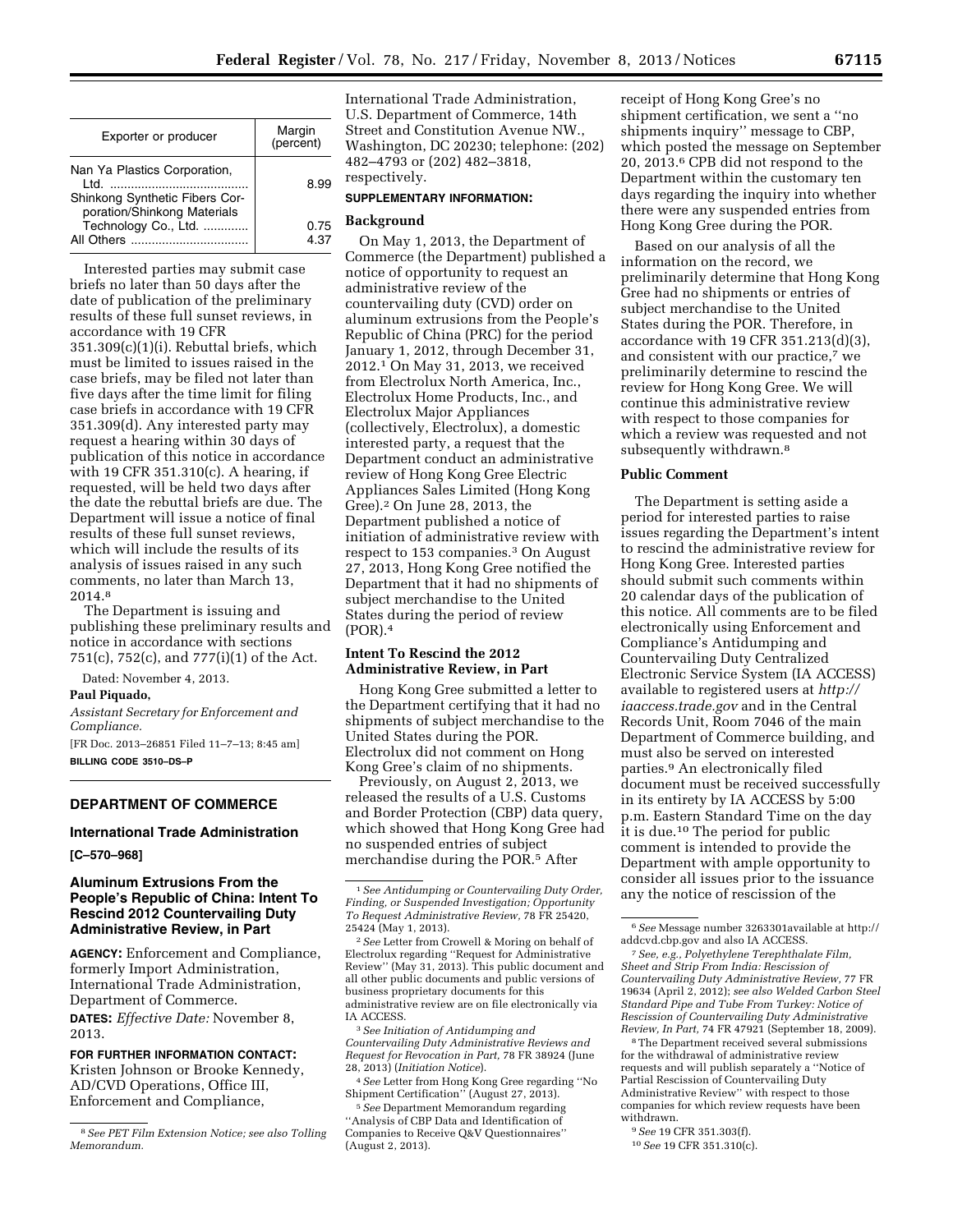| Exporter or producer | Margin (percent) |
| --- | --- |
| Nan Ya Plastics Corporation, Ltd. | 8.99 |
| Shinkong Synthetic Fibers Corporation/Shinkong Materials Technology Co., Ltd. | 0.75 |
| All Others | 4.37 |

Interested parties may submit case briefs no later than 50 days after the date of publication of the preliminary results of these full sunset reviews, in accordance with 19 CFR 351.309(c)(1)(i). Rebuttal briefs, which must be limited to issues raised in the case briefs, may be filed not later than five days after the time limit for filing case briefs in accordance with 19 CFR 351.309(d). Any interested party may request a hearing within 30 days of publication of this notice in accordance with 19 CFR 351.310(c). A hearing, if requested, will be held two days after the date the rebuttal briefs are due. The Department will issue a notice of final results of these full sunset reviews, which will include the results of its analysis of issues raised in any such comments, no later than March 13, 2014.[8]

The Department is issuing and publishing these preliminary results and notice in accordance with sections 751(c), 752(c), and 777(i)(1) of the Act.

Dated: November 4, 2013.

**Paul Piquado,**

*Assistant Secretary for Enforcement and Compliance.*

[FR Doc. 2013–26851 Filed 11–7–13; 8:45 am]

**BILLING CODE 3510–DS–P**

[8] *See PET Film Extension Notice; see also Tolling Memorandum.*

## DEPARTMENT OF COMMERCE

### International Trade Administration

**[C–570–968]**

### Aluminum Extrusions From the People's Republic of China: Intent To Rescind 2012 Countervailing Duty Administrative Review, in Part

**AGENCY:** Enforcement and Compliance, formerly Import Administration, International Trade Administration, Department of Commerce.

**DATES:** *Effective Date:* November 8, 2013.

**FOR FURTHER INFORMATION CONTACT:** Kristen Johnson or Brooke Kennedy, AD/CVD Operations, Office III, Enforcement and Compliance, International Trade Administration, U.S. Department of Commerce, 14th Street and Constitution Avenue NW., Washington, DC 20230; telephone: (202) 482–4793 or (202) 482–3818, respectively.

**SUPPLEMENTARY INFORMATION:**

#### Background

On May 1, 2013, the Department of Commerce (the Department) published a notice of opportunity to request an administrative review of the countervailing duty (CVD) order on aluminum extrusions from the People's Republic of China (PRC) for the period January 1, 2012, through December 31, 2012.[1] On May 31, 2013, we received from Electrolux North America, Inc., Electrolux Home Products, Inc., and Electrolux Major Appliances (collectively, Electrolux), a domestic interested party, a request that the Department conduct an administrative review of Hong Kong Gree Electric Appliances Sales Limited (Hong Kong Gree).[2] On June 28, 2013, the Department published a notice of initiation of administrative review with respect to 153 companies.[3] On August 27, 2013, Hong Kong Gree notified the Department that it had no shipments of subject merchandise to the United States during the period of review (POR).[4]

#### Intent To Rescind the 2012 Administrative Review, in Part

Hong Kong Gree submitted a letter to the Department certifying that it had no shipments of subject merchandise to the United States during the POR. Electrolux did not comment on Hong Kong Gree's claim of no shipments.

Previously, on August 2, 2013, we released the results of a U.S. Customs and Border Protection (CBP) data query, which showed that Hong Kong Gree had no suspended entries of subject merchandise during the POR.[5] After receipt of Hong Kong Gree's no shipment certification, we sent a "no shipments inquiry" message to CBP, which posted the message on September 20, 2013.[6] CPB did not respond to the Department within the customary ten days regarding the inquiry into whether there were any suspended entries from Hong Kong Gree during the POR.

Based on our analysis of all the information on the record, we preliminarily determine that Hong Kong Gree had no shipments or entries of subject merchandise to the United States during the POR. Therefore, in accordance with 19 CFR 351.213(d)(3), and consistent with our practice,[7] we preliminarily determine to rescind the review for Hong Kong Gree. We will continue this administrative review with respect to those companies for which a review was requested and not subsequently withdrawn.[8]

#### Public Comment

The Department is setting aside a period for interested parties to raise issues regarding the Department's intent to rescind the administrative review for Hong Kong Gree. Interested parties should submit such comments within 20 calendar days of the publication of this notice. All comments are to be filed electronically using Enforcement and Compliance's Antidumping and Countervailing Duty Centralized Electronic Service System (IA ACCESS) available to registered users at *http://iaaccess.trade.gov* and in the Central Records Unit, Room 7046 of the main Department of Commerce building, and must also be served on interested parties.[9] An electronically filed document must be received successfully in its entirety by IA ACCESS by 5:00 p.m. Eastern Standard Time on the day it is due.[10] The period for public comment is intended to provide the Department with ample opportunity to consider all issues prior to the issuance any the notice of rescission of the

[1] *See Antidumping or Countervailing Duty Order, Finding, or Suspended Investigation; Opportunity To Request Administrative Review,* 78 FR 25420, 25424 (May 1, 2013).

[2] *See* Letter from Crowell & Moring on behalf of Electrolux regarding "Request for Administrative Review" (May 31, 2013). This public document and all other public documents and public versions of business proprietary documents for this administrative review are on file electronically via IA ACCESS.

[3] *See Initiation of Antidumping and Countervailing Duty Administrative Reviews and Request for Revocation in Part,* 78 FR 38924 (June 28, 2013) (*Initiation Notice*).

[4] *See* Letter from Hong Kong Gree regarding "No Shipment Certification" (August 27, 2013).

[5] *See* Department Memorandum regarding "Analysis of CBP Data and Identification of Companies to Receive Q&V Questionnaires" (August 2, 2013).

[6] *See* Message number 3263301available at http://addcvd.cbp.gov and also IA ACCESS.

[7] *See, e.g., Polyethylene Terephthalate Film, Sheet and Strip From India: Rescission of Countervailing Duty Administrative Review,* 77 FR 19634 (April 2, 2012); *see also Welded Carbon Steel Standard Pipe and Tube From Turkey: Notice of Rescission of Countervailing Duty Administrative Review, In Part,* 74 FR 47921 (September 18, 2009).

[8] The Department received several submissions for the withdrawal of administrative review requests and will publish separately a "Notice of Partial Rescission of Countervailing Duty Administrative Review" with respect to those companies for which review requests have been withdrawn.

[9] *See* 19 CFR 351.303(f).

[10] *See* 19 CFR 351.310(c).